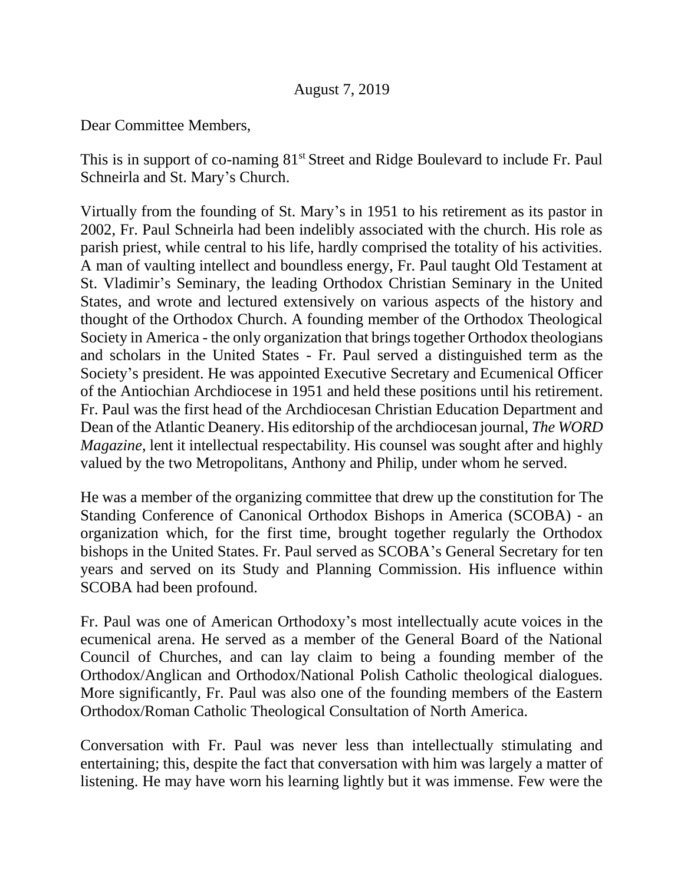August 7, 2019

Dear Committee Members,

This is in support of co-naming 81st Street and Ridge Boulevard to include Fr. Paul Schneirla and St. Mary's Church.

Virtually from the founding of St. Mary's in 1951 to his retirement as its pastor in 2002, Fr. Paul Schneirla had been indelibly associated with the church. His role as parish priest, while central to his life, hardly comprised the totality of his activities. A man of vaulting intellect and boundless energy, Fr. Paul taught Old Testament at St. Vladimir's Seminary, the leading Orthodox Christian Seminary in the United States, and wrote and lectured extensively on various aspects of the history and thought of the Orthodox Church. A founding member of the Orthodox Theological Society in America - the only organization that brings together Orthodox theologians and scholars in the United States - Fr. Paul served a distinguished term as the Society's president. He was appointed Executive Secretary and Ecumenical Officer of the Antiochian Archdiocese in 1951 and held these positions until his retirement. Fr. Paul was the first head of the Archdiocesan Christian Education Department and Dean of the Atlantic Deanery. His editorship of the archdiocesan journal, *The WORD Magazine*, lent it intellectual respectability. His counsel was sought after and highly valued by the two Metropolitans, Anthony and Philip, under whom he served.

He was a member of the organizing committee that drew up the constitution for The Standing Conference of Canonical Orthodox Bishops in America (SCOBA) - an organization which, for the first time, brought together regularly the Orthodox bishops in the United States. Fr. Paul served as SCOBA's General Secretary for ten years and served on its Study and Planning Commission. His influence within SCOBA had been profound.

Fr. Paul was one of American Orthodoxy's most intellectually acute voices in the ecumenical arena. He served as a member of the General Board of the National Council of Churches, and can lay claim to being a founding member of the Orthodox/Anglican and Orthodox/National Polish Catholic theological dialogues. More significantly, Fr. Paul was also one of the founding members of the Eastern Orthodox/Roman Catholic Theological Consultation of North America.

Conversation with Fr. Paul was never less than intellectually stimulating and entertaining; this, despite the fact that conversation with him was largely a matter of listening. He may have worn his learning lightly but it was immense. Few were the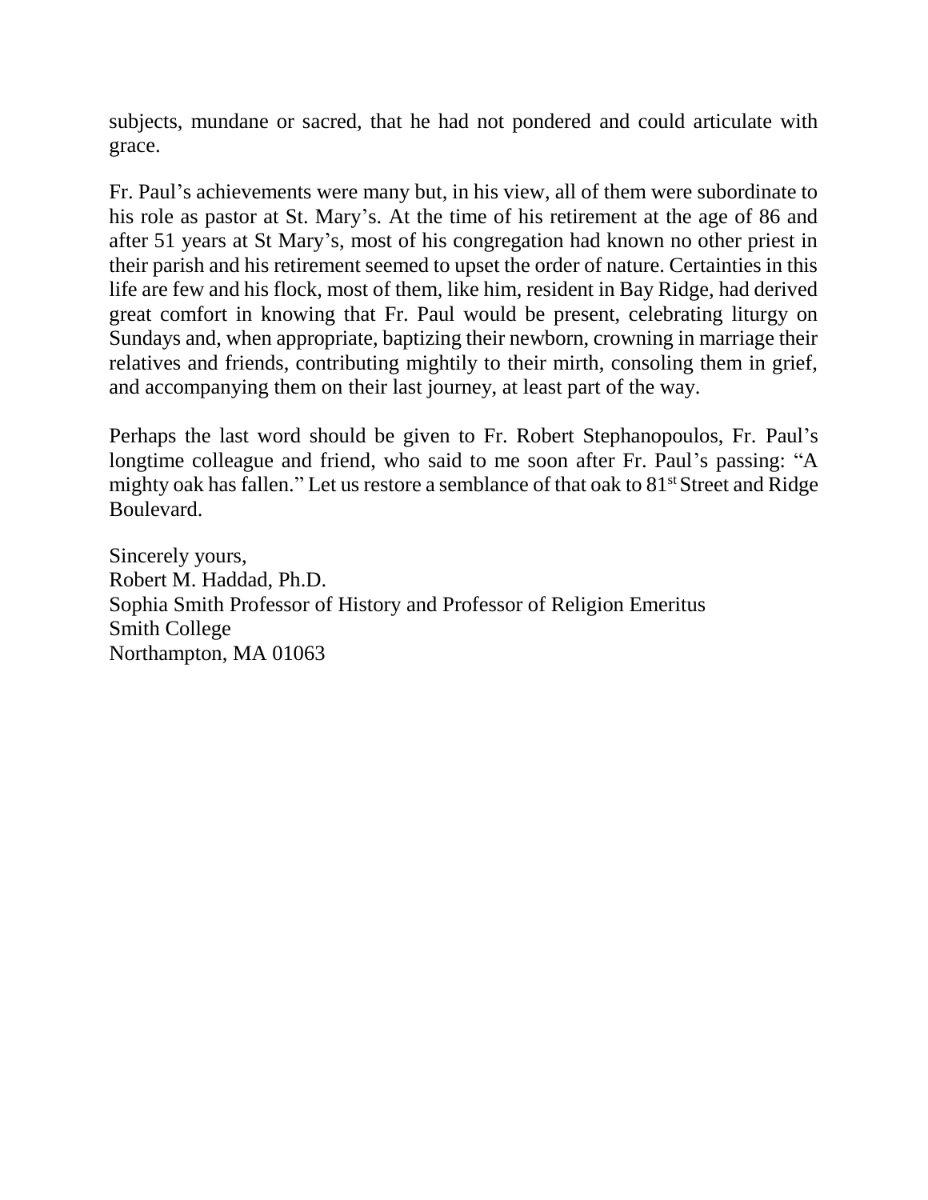subjects, mundane or sacred, that he had not pondered and could articulate with grace.

Fr. Paul's achievements were many but, in his view, all of them were subordinate to his role as pastor at St. Mary's. At the time of his retirement at the age of 86 and after 51 years at St Mary's, most of his congregation had known no other priest in their parish and his retirement seemed to upset the order of nature. Certainties in this life are few and his flock, most of them, like him, resident in Bay Ridge, had derived great comfort in knowing that Fr. Paul would be present, celebrating liturgy on Sundays and, when appropriate, baptizing their newborn, crowning in marriage their relatives and friends, contributing mightily to their mirth, consoling them in grief, and accompanying them on their last journey, at least part of the way.

Perhaps the last word should be given to Fr. Robert Stephanopoulos, Fr. Paul's longtime colleague and friend, who said to me soon after Fr. Paul's passing: "A mighty oak has fallen." Let us restore a semblance of that oak to 81st Street and Ridge Boulevard.

Sincerely yours,  
Robert M. Haddad, Ph.D.  
Sophia Smith Professor of History and Professor of Religion Emeritus  
Smith College  
Northampton, MA 01063